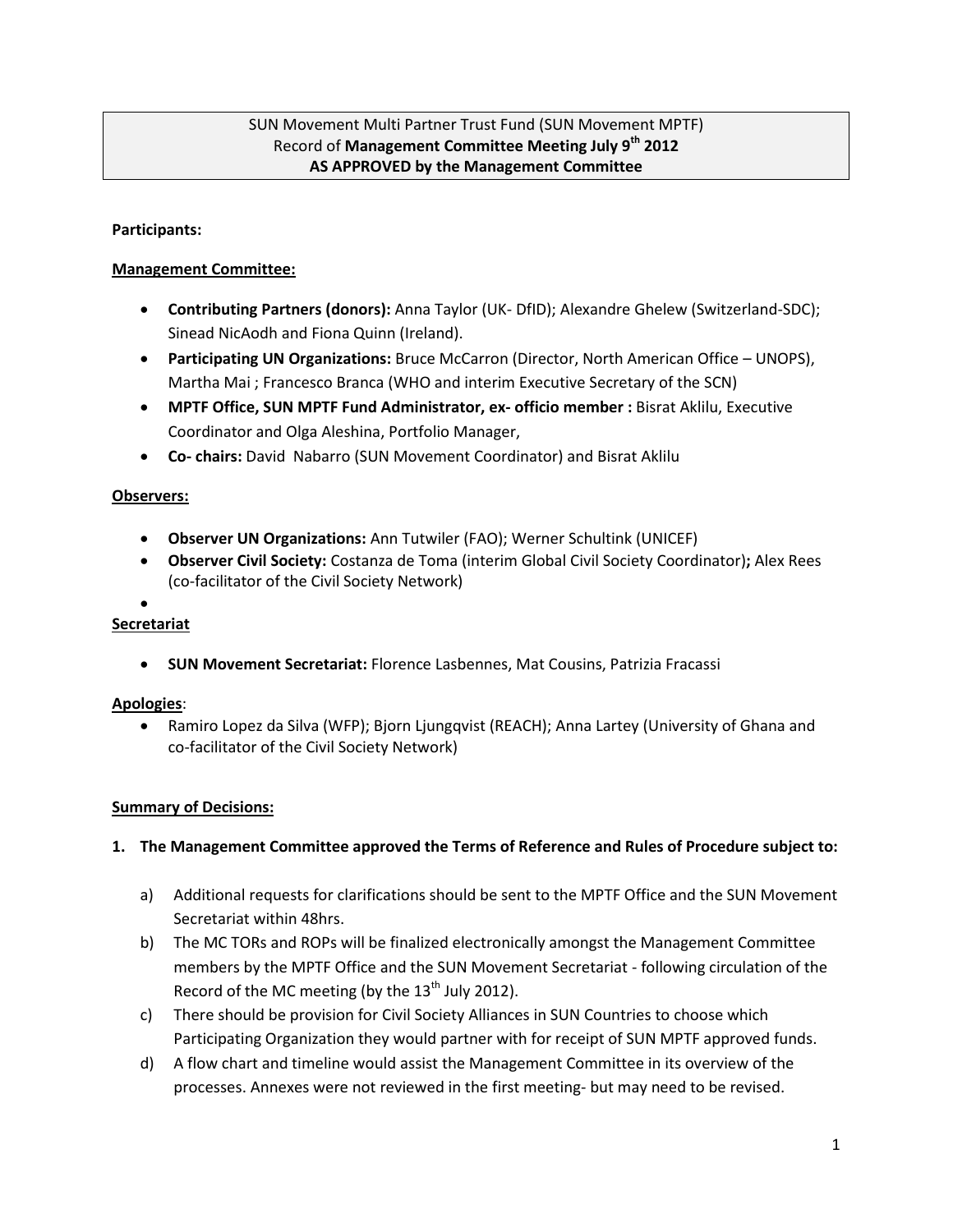SUN Movement Multi Partner Trust Fund (SUN Movement MPTF)
Record of **Management Committee Meeting July 9th 2012**
**AS APPROVED by the Management Committee**

**Participants:**

**Management Committee:**

- **Contributing Partners (donors):** Anna Taylor (UK- DfID); Alexandre Ghelew (Switzerland-SDC); Sinead NicAodh and Fiona Quinn (Ireland).
- **Participating UN Organizations:** Bruce McCarron (Director, North American Office – UNOPS), Martha Mai ; Francesco Branca (WHO and interim Executive Secretary of the SCN)
- **MPTF Office, SUN MPTF Fund Administrator, ex- officio member :** Bisrat Aklilu, Executive Coordinator and Olga Aleshina, Portfolio Manager,
- **Co- chairs:** David Nabarro (SUN Movement Coordinator) and Bisrat Aklilu

**Observers:**

- **Observer UN Organizations:** Ann Tutwiler (FAO); Werner Schultink (UNICEF)
- **Observer Civil Society:** Costanza de Toma (interim Global Civil Society Coordinator)**;** Alex Rees (co-facilitator of the Civil Society Network)

**Secretariat**

- **SUN Movement Secretariat:** Florence Lasbennes, Mat Cousins, Patrizia Fracassi

**Apologies**:

- Ramiro Lopez da Silva (WFP); Bjorn Ljungqvist (REACH); Anna Lartey (University of Ghana and co-facilitator of the Civil Society Network)

**Summary of Decisions:**

**1. The Management Committee approved the Terms of Reference and Rules of Procedure subject to:**

a) Additional requests for clarifications should be sent to the MPTF Office and the SUN Movement Secretariat within 48hrs.

b) The MC TORs and ROPs will be finalized electronically amongst the Management Committee members by the MPTF Office and the SUN Movement Secretariat - following circulation of the Record of the MC meeting (by the 13th July 2012).

c) There should be provision for Civil Society Alliances in SUN Countries to choose which Participating Organization they would partner with for receipt of SUN MPTF approved funds.

d) A flow chart and timeline would assist the Management Committee in its overview of the processes. Annexes were not reviewed in the first meeting- but may need to be revised.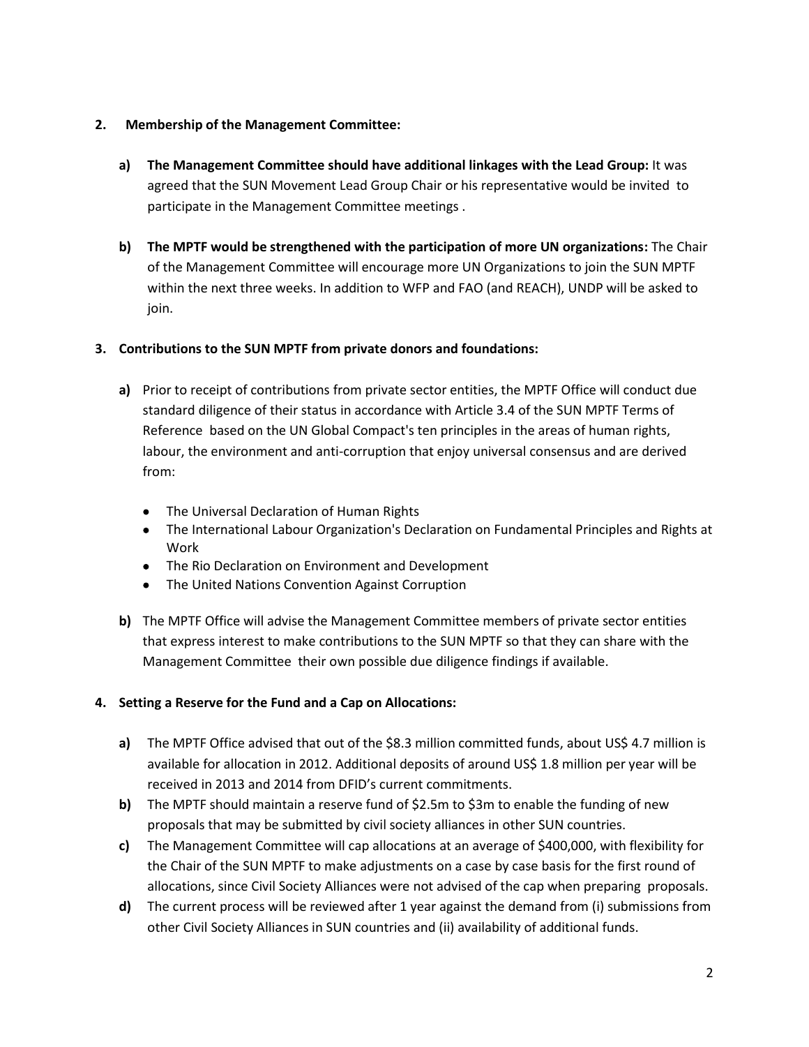**2. Membership of the Management Committee:**

**a) The Management Committee should have additional linkages with the Lead Group:** It was agreed that the SUN Movement Lead Group Chair or his representative would be invited to participate in the Management Committee meetings .

**b) The MPTF would be strengthened with the participation of more UN organizations:** The Chair of the Management Committee will encourage more UN Organizations to join the SUN MPTF within the next three weeks. In addition to WFP and FAO (and REACH), UNDP will be asked to join.

**3. Contributions to the SUN MPTF from private donors and foundations:**

**a)** Prior to receipt of contributions from private sector entities, the MPTF Office will conduct due standard diligence of their status in accordance with Article 3.4 of the SUN MPTF Terms of Reference based on the UN Global Compact's ten principles in the areas of human rights, labour, the environment and anti-corruption that enjoy universal consensus and are derived from:

- The Universal Declaration of Human Rights
- The International Labour Organization's Declaration on Fundamental Principles and Rights at Work
- The Rio Declaration on Environment and Development
- The United Nations Convention Against Corruption

**b)** The MPTF Office will advise the Management Committee members of private sector entities that express interest to make contributions to the SUN MPTF so that they can share with the Management Committee their own possible due diligence findings if available.

**4. Setting a Reserve for the Fund and a Cap on Allocations:**

**a)** The MPTF Office advised that out of the $8.3 million committed funds, about US$ 4.7 million is available for allocation in 2012. Additional deposits of around US$ 1.8 million per year will be received in 2013 and 2014 from DFID's current commitments.

**b)** The MPTF should maintain a reserve fund of $2.5m to $3m to enable the funding of new proposals that may be submitted by civil society alliances in other SUN countries.

**c)** The Management Committee will cap allocations at an average of $400,000, with flexibility for the Chair of the SUN MPTF to make adjustments on a case by case basis for the first round of allocations, since Civil Society Alliances were not advised of the cap when preparing proposals.

**d)** The current process will be reviewed after 1 year against the demand from (i) submissions from other Civil Society Alliances in SUN countries and (ii) availability of additional funds.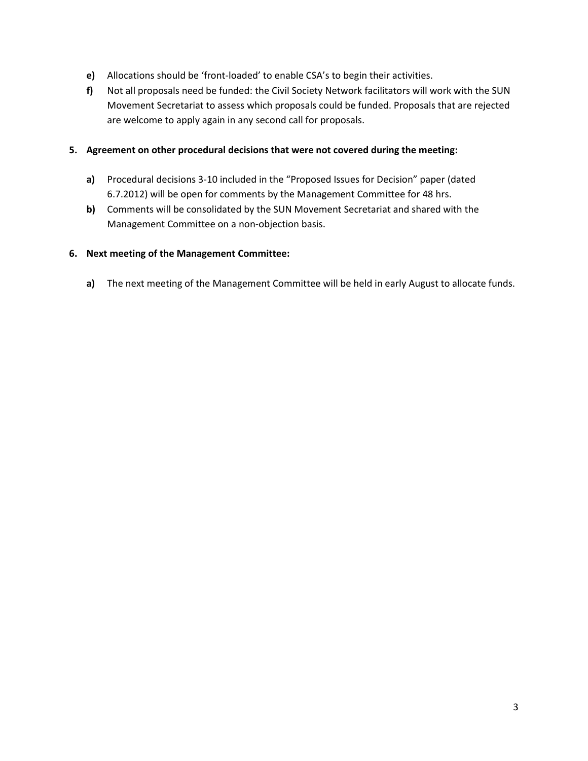**e)** Allocations should be 'front-loaded' to enable CSA's to begin their activities.

**f)** Not all proposals need be funded: the Civil Society Network facilitators will work with the SUN Movement Secretariat to assess which proposals could be funded. Proposals that are rejected are welcome to apply again in any second call for proposals.

**5. Agreement on other procedural decisions that were not covered during the meeting:**

**a)** Procedural decisions 3-10 included in the "Proposed Issues for Decision" paper (dated 6.7.2012) will be open for comments by the Management Committee for 48 hrs.

**b)** Comments will be consolidated by the SUN Movement Secretariat and shared with the Management Committee on a non-objection basis.

**6. Next meeting of the Management Committee:**

**a)** The next meeting of the Management Committee will be held in early August to allocate funds.